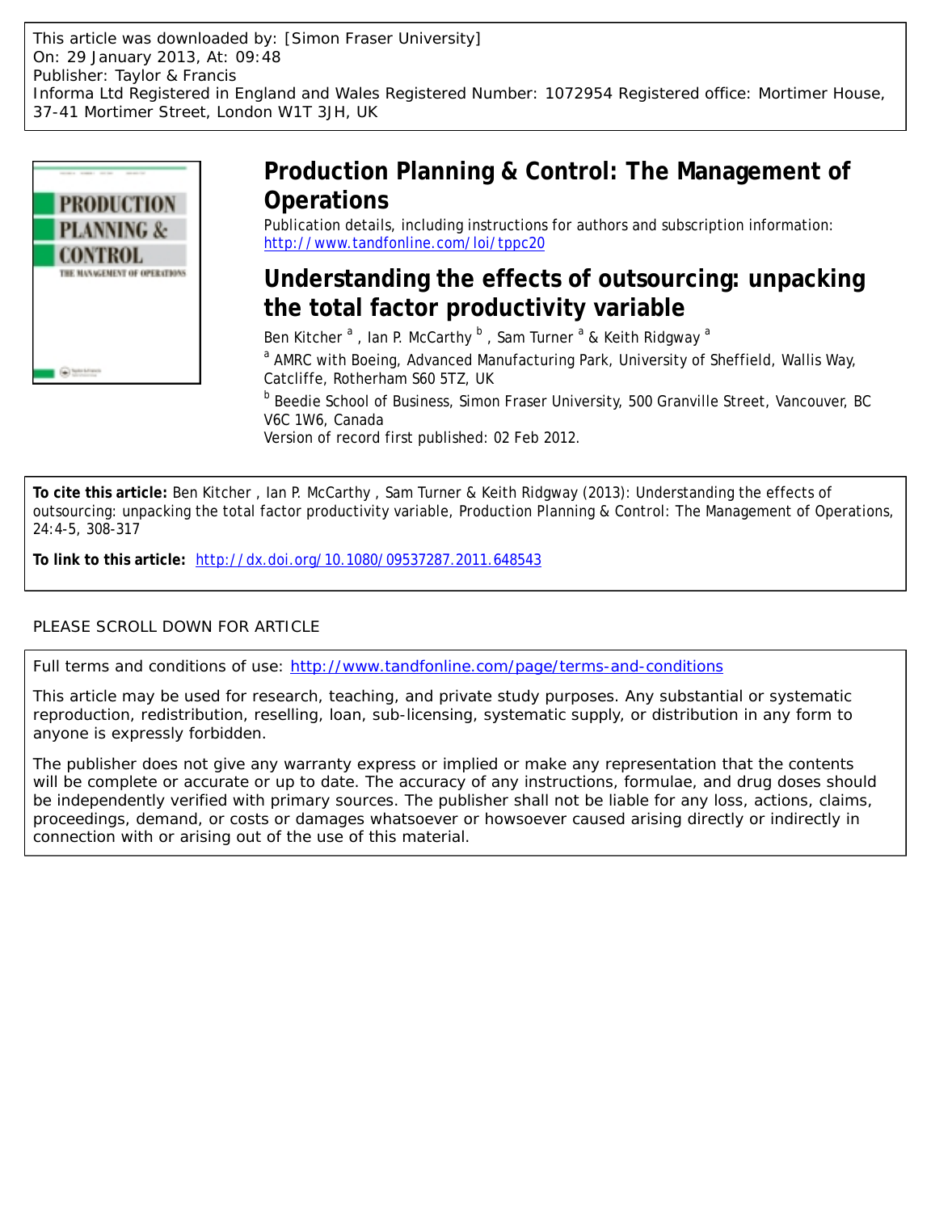This article was downloaded by: [Simon Fraser University]
On: 29 January 2013, At: 09:48
Publisher: Taylor & Francis
Informa Ltd Registered in England and Wales Registered Number: 1072954 Registered office: Mortimer House, 37-41 Mortimer Street, London W1T 3JH, UK

# Production Planning & Control: The Management of Operations

Publication details, including instructions for authors and subscription information:
http://www.tandfonline.com/loi/tppc20

## Understanding the effects of outsourcing: unpacking the total factor productivity variable

Ben Kitcher [a] , Ian P. McCarthy [b] , Sam Turner [a] & Keith Ridgway [a]

[a] AMRC with Boeing, Advanced Manufacturing Park, University of Sheffield, Wallis Way, Catcliffe, Rotherham S60 5TZ, UK

[b] Beedie School of Business, Simon Fraser University, 500 Granville Street, Vancouver, BC V6C 1W6, Canada

Version of record first published: 02 Feb 2012.

**To cite this article:** Ben Kitcher , Ian P. McCarthy , Sam Turner & Keith Ridgway (2013): Understanding the effects of outsourcing: unpacking the total factor productivity variable, Production Planning & Control: The Management of Operations, 24:4-5, 308-317

**To link to this article:** http://dx.doi.org/10.1080/09537287.2011.648543

PLEASE SCROLL DOWN FOR ARTICLE

Full terms and conditions of use: http://www.tandfonline.com/page/terms-and-conditions

This article may be used for research, teaching, and private study purposes. Any substantial or systematic reproduction, redistribution, reselling, loan, sub-licensing, systematic supply, or distribution in any form to anyone is expressly forbidden.

The publisher does not give any warranty express or implied or make any representation that the contents will be complete or accurate or up to date. The accuracy of any instructions, formulae, and drug doses should be independently verified with primary sources. The publisher shall not be liable for any loss, actions, claims, proceedings, demand, or costs or damages whatsoever or howsoever caused arising directly or indirectly in connection with or arising out of the use of this material.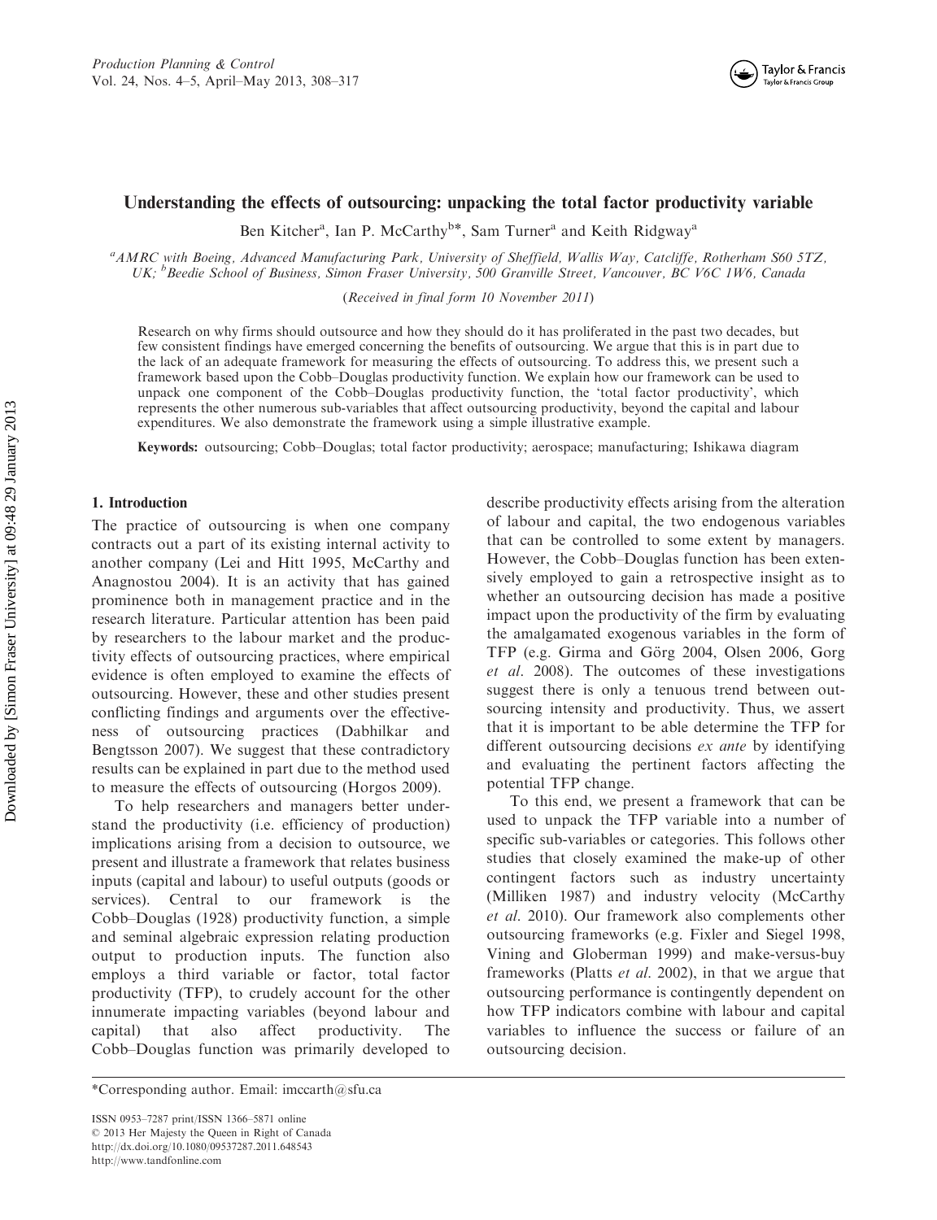# Understanding the effects of outsourcing: unpacking the total factor productivity variable

Ben Kitcher[a], Ian P. McCarthy[b*], Sam Turner[a] and Keith Ridgway[a]

[a]*AMRC with Boeing, Advanced Manufacturing Park, University of Sheffield, Wallis Way, Catcliffe, Rotherham S60 5TZ, UK;* [b]*Beedie School of Business, Simon Fraser University, 500 Granville Street, Vancouver, BC V6C 1W6, Canada*

(*Received in final form 10 November 2011*)

Research on why firms should outsource and how they should do it has proliferated in the past two decades, but few consistent findings have emerged concerning the benefits of outsourcing. We argue that this is in part due to the lack of an adequate framework for measuring the effects of outsourcing. To address this, we present such a framework based upon the Cobb–Douglas productivity function. We explain how our framework can be used to unpack one component of the Cobb–Douglas productivity function, the 'total factor productivity', which represents the other numerous sub-variables that affect outsourcing productivity, beyond the capital and labour expenditures. We also demonstrate the framework using a simple illustrative example.

**Keywords:** outsourcing; Cobb–Douglas; total factor productivity; aerospace; manufacturing; Ishikawa diagram

## 1. Introduction

The practice of outsourcing is when one company contracts out a part of its existing internal activity to another company (Lei and Hitt 1995, McCarthy and Anagnostou 2004). It is an activity that has gained prominence both in management practice and in the research literature. Particular attention has been paid by researchers to the labour market and the productivity effects of outsourcing practices, where empirical evidence is often employed to examine the effects of outsourcing. However, these and other studies present conflicting findings and arguments over the effectiveness of outsourcing practices (Dabhilkar and Bengtsson 2007). We suggest that these contradictory results can be explained in part due to the method used to measure the effects of outsourcing (Horgos 2009).

To help researchers and managers better understand the productivity (i.e. efficiency of production) implications arising from a decision to outsource, we present and illustrate a framework that relates business inputs (capital and labour) to useful outputs (goods or services). Central to our framework is the Cobb–Douglas (1928) productivity function, a simple and seminal algebraic expression relating production output to production inputs. The function also employs a third variable or factor, total factor productivity (TFP), to crudely account for the other innumerate impacting variables (beyond labour and capital) that also affect productivity. The Cobb–Douglas function was primarily developed to describe productivity effects arising from the alteration of labour and capital, the two endogenous variables that can be controlled to some extent by managers. However, the Cobb–Douglas function has been extensively employed to gain a retrospective insight as to whether an outsourcing decision has made a positive impact upon the productivity of the firm by evaluating the amalgamated exogenous variables in the form of TFP (e.g. Girma and Görg 2004, Olsen 2006, Gorg *et al.* 2008). The outcomes of these investigations suggest there is only a tenuous trend between outsourcing intensity and productivity. Thus, we assert that it is important to be able determine the TFP for different outsourcing decisions *ex ante* by identifying and evaluating the pertinent factors affecting the potential TFP change.

To this end, we present a framework that can be used to unpack the TFP variable into a number of specific sub-variables or categories. This follows other studies that closely examined the make-up of other contingent factors such as industry uncertainty (Milliken 1987) and industry velocity (McCarthy *et al.* 2010). Our framework also complements other outsourcing frameworks (e.g. Fixler and Siegel 1998, Vining and Globerman 1999) and make-versus-buy frameworks (Platts *et al.* 2002), in that we argue that outsourcing performance is contingently dependent on how TFP indicators combine with labour and capital variables to influence the success or failure of an outsourcing decision.

*Corresponding author. Email: imccarth@sfu.ca

ISSN 0953–7287 print/ISSN 1366–5871 online
© 2013 Her Majesty the Queen in Right of Canada
http://dx.doi.org/10.1080/09537287.2011.648543
http://www.tandfonline.com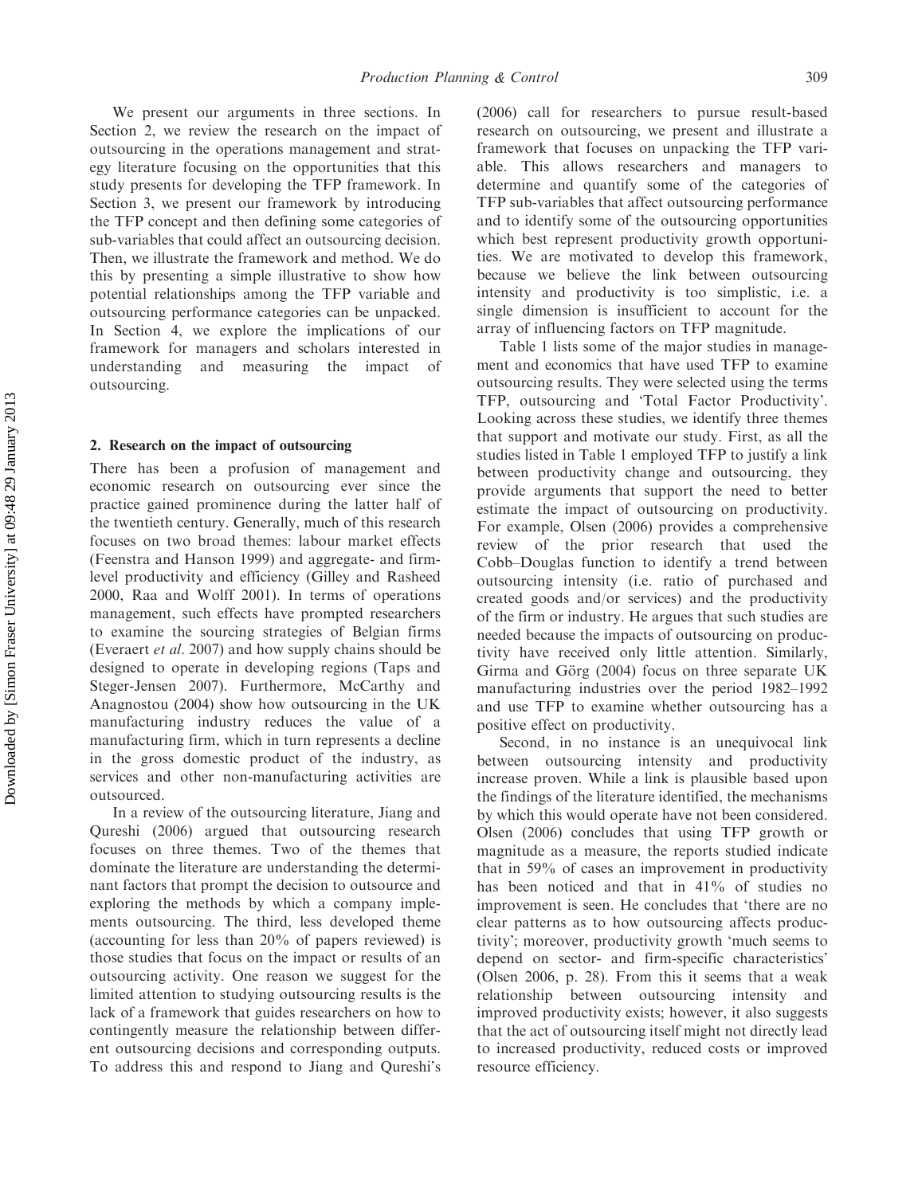We present our arguments in three sections. In Section 2, we review the research on the impact of outsourcing in the operations management and strategy literature focusing on the opportunities that this study presents for developing the TFP framework. In Section 3, we present our framework by introducing the TFP concept and then defining some categories of sub-variables that could affect an outsourcing decision. Then, we illustrate the framework and method. We do this by presenting a simple illustrative to show how potential relationships among the TFP variable and outsourcing performance categories can be unpacked. In Section 4, we explore the implications of our framework for managers and scholars interested in understanding and measuring the impact of outsourcing.

## 2. Research on the impact of outsourcing

There has been a profusion of management and economic research on outsourcing ever since the practice gained prominence during the latter half of the twentieth century. Generally, much of this research focuses on two broad themes: labour market effects (Feenstra and Hanson 1999) and aggregate- and firm-level productivity and efficiency (Gilley and Rasheed 2000, Raa and Wolff 2001). In terms of operations management, such effects have prompted researchers to examine the sourcing strategies of Belgian firms (Everaert *et al*. 2007) and how supply chains should be designed to operate in developing regions (Taps and Steger-Jensen 2007). Furthermore, McCarthy and Anagnostou (2004) show how outsourcing in the UK manufacturing industry reduces the value of a manufacturing firm, which in turn represents a decline in the gross domestic product of the industry, as services and other non-manufacturing activities are outsourced.

In a review of the outsourcing literature, Jiang and Qureshi (2006) argued that outsourcing research focuses on three themes. Two of the themes that dominate the literature are understanding the determinant factors that prompt the decision to outsource and exploring the methods by which a company implements outsourcing. The third, less developed theme (accounting for less than 20% of papers reviewed) is those studies that focus on the impact or results of an outsourcing activity. One reason we suggest for the limited attention to studying outsourcing results is the lack of a framework that guides researchers on how to contingently measure the relationship between different outsourcing decisions and corresponding outputs. To address this and respond to Jiang and Qureshi's (2006) call for researchers to pursue result-based research on outsourcing, we present and illustrate a framework that focuses on unpacking the TFP variable. This allows researchers and managers to determine and quantify some of the categories of TFP sub-variables that affect outsourcing performance and to identify some of the outsourcing opportunities which best represent productivity growth opportunities. We are motivated to develop this framework, because we believe the link between outsourcing intensity and productivity is too simplistic, i.e. a single dimension is insufficient to account for the array of influencing factors on TFP magnitude.

Table 1 lists some of the major studies in management and economics that have used TFP to examine outsourcing results. They were selected using the terms TFP, outsourcing and 'Total Factor Productivity'. Looking across these studies, we identify three themes that support and motivate our study. First, as all the studies listed in Table 1 employed TFP to justify a link between productivity change and outsourcing, they provide arguments that support the need to better estimate the impact of outsourcing on productivity. For example, Olsen (2006) provides a comprehensive review of the prior research that used the Cobb–Douglas function to identify a trend between outsourcing intensity (i.e. ratio of purchased and created goods and/or services) and the productivity of the firm or industry. He argues that such studies are needed because the impacts of outsourcing on productivity have received only little attention. Similarly, Girma and Görg (2004) focus on three separate UK manufacturing industries over the period 1982–1992 and use TFP to examine whether outsourcing has a positive effect on productivity.

Second, in no instance is an unequivocal link between outsourcing intensity and productivity increase proven. While a link is plausible based upon the findings of the literature identified, the mechanisms by which this would operate have not been considered. Olsen (2006) concludes that using TFP growth or magnitude as a measure, the reports studied indicate that in 59% of cases an improvement in productivity has been noticed and that in 41% of studies no improvement is seen. He concludes that 'there are no clear patterns as to how outsourcing affects productivity'; moreover, productivity growth 'much seems to depend on sector- and firm-specific characteristics' (Olsen 2006, p. 28). From this it seems that a weak relationship between outsourcing intensity and improved productivity exists; however, it also suggests that the act of outsourcing itself might not directly lead to increased productivity, reduced costs or improved resource efficiency.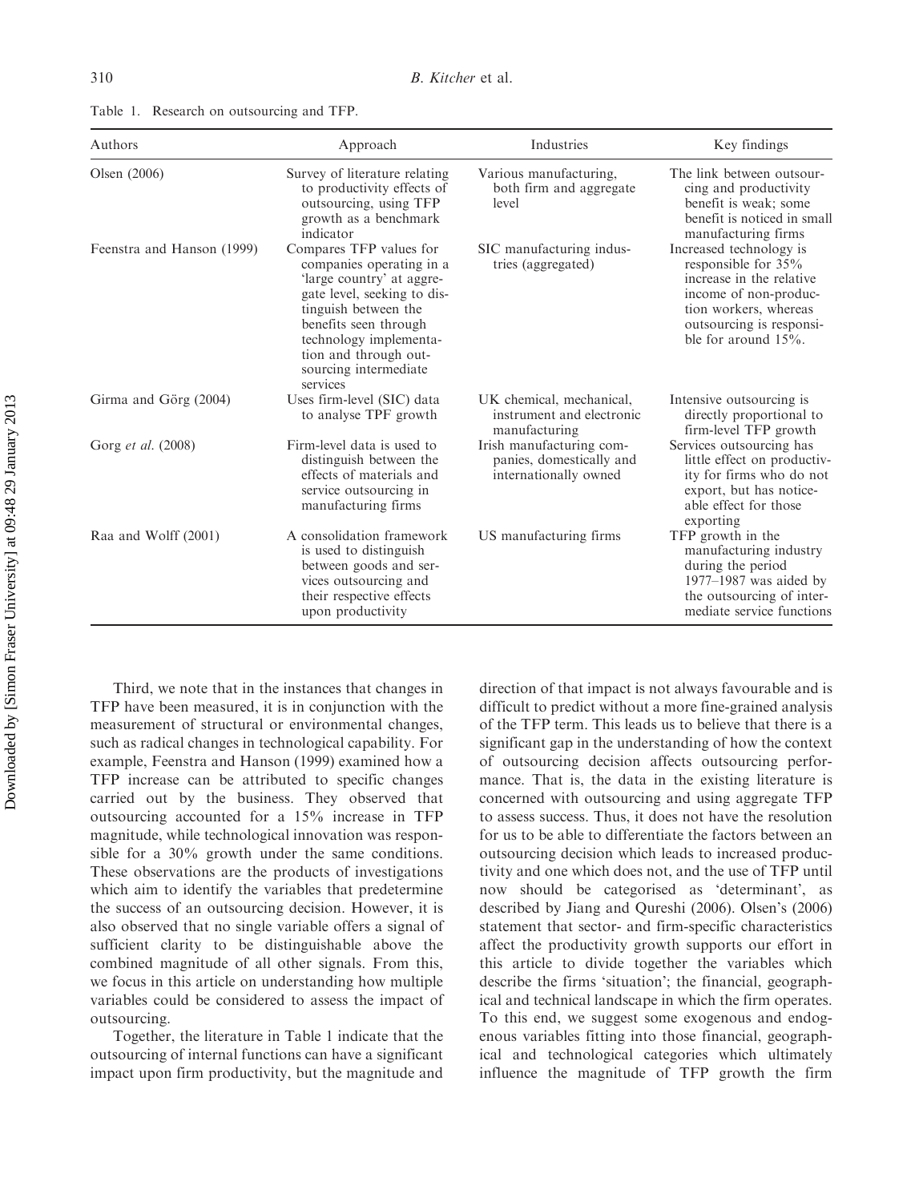Table 1. Research on outsourcing and TFP.

| Authors | Approach | Industries | Key findings |
|---|---|---|---|
| Olsen (2006) | Survey of literature relating to productivity effects of outsourcing, using TFP growth as a benchmark indicator | Various manufacturing, both firm and aggregate level | The link between outsourcing and productivity benefit is weak; some benefit is noticed in small manufacturing firms |
| Feenstra and Hanson (1999) | Compares TFP values for companies operating in a 'large country' at aggregate level, seeking to distinguish between the benefits seen through technology implementation and through outsourcing intermediate services | SIC manufacturing industries (aggregated) | Increased technology is responsible for 35% increase in the relative income of non-production workers, whereas outsourcing is responsible for around 15%. |
| Girma and Görg (2004) | Uses firm-level (SIC) data to analyse TPF growth | UK chemical, mechanical, instrument and electronic manufacturing | Intensive outsourcing is directly proportional to firm-level TFP growth |
| Gorg *et al.* (2008) | Firm-level data is used to distinguish between the effects of materials and service outsourcing in manufacturing firms | Irish manufacturing companies, domestically and internationally owned | Services outsourcing has little effect on productivity for firms who do not export, but has noticeable effect for those exporting |
| Raa and Wolff (2001) | A consolidation framework is used to distinguish between goods and services outsourcing and their respective effects upon productivity | US manufacturing firms | TFP growth in the manufacturing industry during the period 1977–1987 was aided by the outsourcing of intermediate service functions |

Third, we note that in the instances that changes in TFP have been measured, it is in conjunction with the measurement of structural or environmental changes, such as radical changes in technological capability. For example, Feenstra and Hanson (1999) examined how a TFP increase can be attributed to specific changes carried out by the business. They observed that outsourcing accounted for a 15% increase in TFP magnitude, while technological innovation was responsible for a 30% growth under the same conditions. These observations are the products of investigations which aim to identify the variables that predetermine the success of an outsourcing decision. However, it is also observed that no single variable offers a signal of sufficient clarity to be distinguishable above the combined magnitude of all other signals. From this, we focus in this article on understanding how multiple variables could be considered to assess the impact of outsourcing.

Together, the literature in Table 1 indicate that the outsourcing of internal functions can have a significant impact upon firm productivity, but the magnitude and direction of that impact is not always favourable and is difficult to predict without a more fine-grained analysis of the TFP term. This leads us to believe that there is a significant gap in the understanding of how the context of outsourcing decision affects outsourcing performance. That is, the data in the existing literature is concerned with outsourcing and using aggregate TFP to assess success. Thus, it does not have the resolution for us to be able to differentiate the factors between an outsourcing decision which leads to increased productivity and one which does not, and the use of TFP until now should be categorised as 'determinant', as described by Jiang and Qureshi (2006). Olsen's (2006) statement that sector- and firm-specific characteristics affect the productivity growth supports our effort in this article to divide together the variables which describe the firms 'situation'; the financial, geographical and technical landscape in which the firm operates. To this end, we suggest some exogenous and endogenous variables fitting into those financial, geographical and technological categories which ultimately influence the magnitude of TFP growth the firm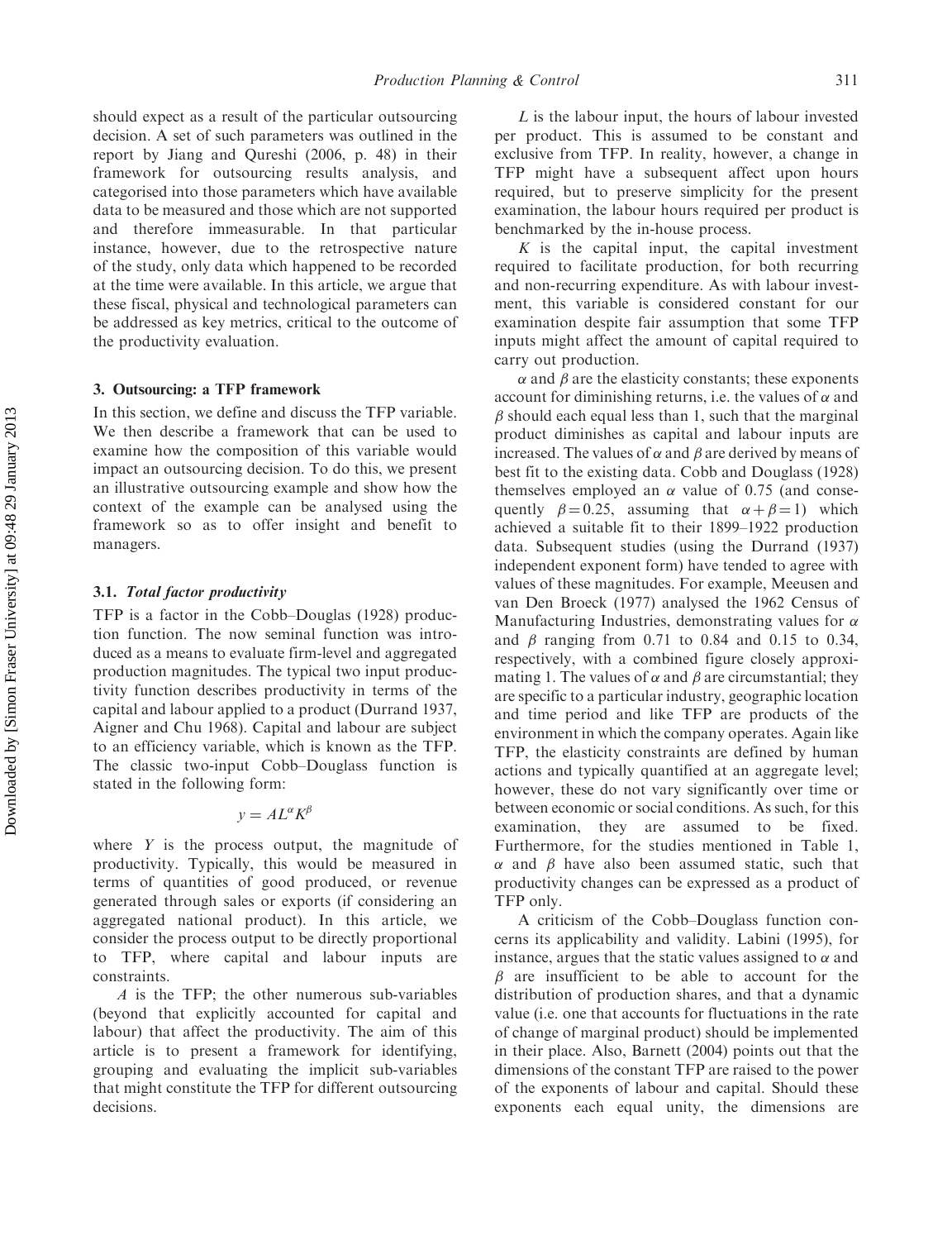should expect as a result of the particular outsourcing decision. A set of such parameters was outlined in the report by Jiang and Qureshi (2006, p. 48) in their framework for outsourcing results analysis, and categorised into those parameters which have available data to be measured and those which are not supported and therefore immeasurable. In that particular instance, however, due to the retrospective nature of the study, only data which happened to be recorded at the time were available. In this article, we argue that these fiscal, physical and technological parameters can be addressed as key metrics, critical to the outcome of the productivity evaluation.

## 3. Outsourcing: a TFP framework

In this section, we define and discuss the TFP variable. We then describe a framework that can be used to examine how the composition of this variable would impact an outsourcing decision. To do this, we present an illustrative outsourcing example and show how the context of the example can be analysed using the framework so as to offer insight and benefit to managers.

### 3.1. *Total factor productivity*

TFP is a factor in the Cobb–Douglas (1928) production function. The now seminal function was introduced as a means to evaluate firm-level and aggregated production magnitudes. The typical two input productivity function describes productivity in terms of the capital and labour applied to a product (Durrand 1937, Aigner and Chu 1968). Capital and labour are subject to an efficiency variable, which is known as the TFP. The classic two-input Cobb–Douglass function is stated in the following form:

$$y = AL^{\alpha}K^{\beta}$$

where $Y$ is the process output, the magnitude of productivity. Typically, this would be measured in terms of quantities of good produced, or revenue generated through sales or exports (if considering an aggregated national product). In this article, we consider the process output to be directly proportional to TFP, where capital and labour inputs are constraints.

$A$ is the TFP; the other numerous sub-variables (beyond that explicitly accounted for capital and labour) that affect the productivity. The aim of this article is to present a framework for identifying, grouping and evaluating the implicit sub-variables that might constitute the TFP for different outsourcing decisions.

$L$ is the labour input, the hours of labour invested per product. This is assumed to be constant and exclusive from TFP. In reality, however, a change in TFP might have a subsequent affect upon hours required, but to preserve simplicity for the present examination, the labour hours required per product is benchmarked by the in-house process.

$K$ is the capital input, the capital investment required to facilitate production, for both recurring and non-recurring expenditure. As with labour investment, this variable is considered constant for our examination despite fair assumption that some TFP inputs might affect the amount of capital required to carry out production.

$\alpha$ and $\beta$ are the elasticity constants; these exponents account for diminishing returns, i.e. the values of $\alpha$ and $\beta$ should each equal less than 1, such that the marginal product diminishes as capital and labour inputs are increased. The values of $\alpha$ and $\beta$ are derived by means of best fit to the existing data. Cobb and Douglass (1928) themselves employed an $\alpha$ value of 0.75 (and consequently $\beta = 0.25$, assuming that $\alpha + \beta = 1$) which achieved a suitable fit to their 1899–1922 production data. Subsequent studies (using the Durrand (1937) independent exponent form) have tended to agree with values of these magnitudes. For example, Meeusen and van Den Broeck (1977) analysed the 1962 Census of Manufacturing Industries, demonstrating values for $\alpha$ and $\beta$ ranging from 0.71 to 0.84 and 0.15 to 0.34, respectively, with a combined figure closely approximating 1. The values of $\alpha$ and $\beta$ are circumstantial; they are specific to a particular industry, geographic location and time period and like TFP are products of the environment in which the company operates. Again like TFP, the elasticity constraints are defined by human actions and typically quantified at an aggregate level; however, these do not vary significantly over time or between economic or social conditions. As such, for this examination, they are assumed to be fixed. Furthermore, for the studies mentioned in Table 1, $\alpha$ and $\beta$ have also been assumed static, such that productivity changes can be expressed as a product of TFP only.

A criticism of the Cobb–Douglass function concerns its applicability and validity. Labini (1995), for instance, argues that the static values assigned to $\alpha$ and $\beta$ are insufficient to be able to account for the distribution of production shares, and that a dynamic value (i.e. one that accounts for fluctuations in the rate of change of marginal product) should be implemented in their place. Also, Barnett (2004) points out that the dimensions of the constant TFP are raised to the power of the exponents of labour and capital. Should these exponents each equal unity, the dimensions are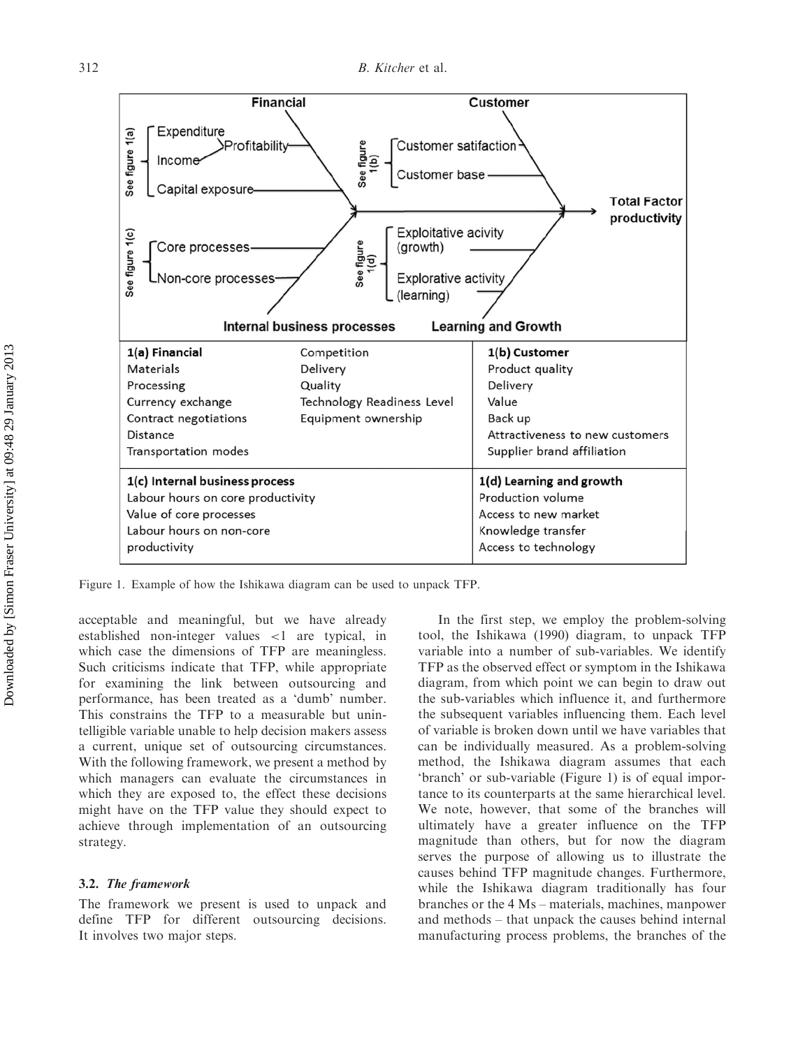| Financial | | Customer |
|---|---|---|
| See figure 1(a): Expenditure, Income → Profitability; Capital exposure | | See figure 1(b): Customer satifaction; Customer base |
| See figure 1(c): Core processes; Non-core processes | | See figure 1(d): Exploitative acivity (growth); Explorative activity (learning) |
| Internal business processes | | Learning and Growth |

→ Total Factor productivity

| **1(a) Financial** | Competition | **1(b) Customer** |
|---|---|---|
| Materials | Delivery | Product quality |
| Processing | Quality | Delivery |
| Currency exchange | Technology Readiness Level | Value |
| Contract negotiations | Equipment ownership | Back up |
| Distance | | Attractiveness to new customers |
| Transportation modes | | Supplier brand affiliation |

| **1(c) Internal business process** | **1(d) Learning and growth** |
|---|---|
| Labour hours on core productivity | Production volume |
| Value of core processes | Access to new market |
| Labour hours on non-core productivity | Knowledge transfer |
| | Access to technology |

Figure 1. Example of how the Ishikawa diagram can be used to unpack TFP.

acceptable and meaningful, but we have already established non-integer values <1 are typical, in which case the dimensions of TFP are meaningless. Such criticisms indicate that TFP, while appropriate for examining the link between outsourcing and performance, has been treated as a 'dumb' number. This constrains the TFP to a measurable but unintelligible variable unable to help decision makers assess a current, unique set of outsourcing circumstances. With the following framework, we present a method by which managers can evaluate the circumstances in which they are exposed to, the effect these decisions might have on the TFP value they should expect to achieve through implementation of an outsourcing strategy.

### 3.2. *The framework*

The framework we present is used to unpack and define TFP for different outsourcing decisions. It involves two major steps.

In the first step, we employ the problem-solving tool, the Ishikawa (1990) diagram, to unpack TFP variable into a number of sub-variables. We identify TFP as the observed effect or symptom in the Ishikawa diagram, from which point we can begin to draw out the sub-variables which influence it, and furthermore the subsequent variables influencing them. Each level of variable is broken down until we have variables that can be individually measured. As a problem-solving method, the Ishikawa diagram assumes that each 'branch' or sub-variable (Figure 1) is of equal importance to its counterparts at the same hierarchical level. We note, however, that some of the branches will ultimately have a greater influence on the TFP magnitude than others, but for now the diagram serves the purpose of allowing us to illustrate the causes behind TFP magnitude changes. Furthermore, while the Ishikawa diagram traditionally has four branches or the 4 Ms – materials, machines, manpower and methods – that unpack the causes behind internal manufacturing process problems, the branches of the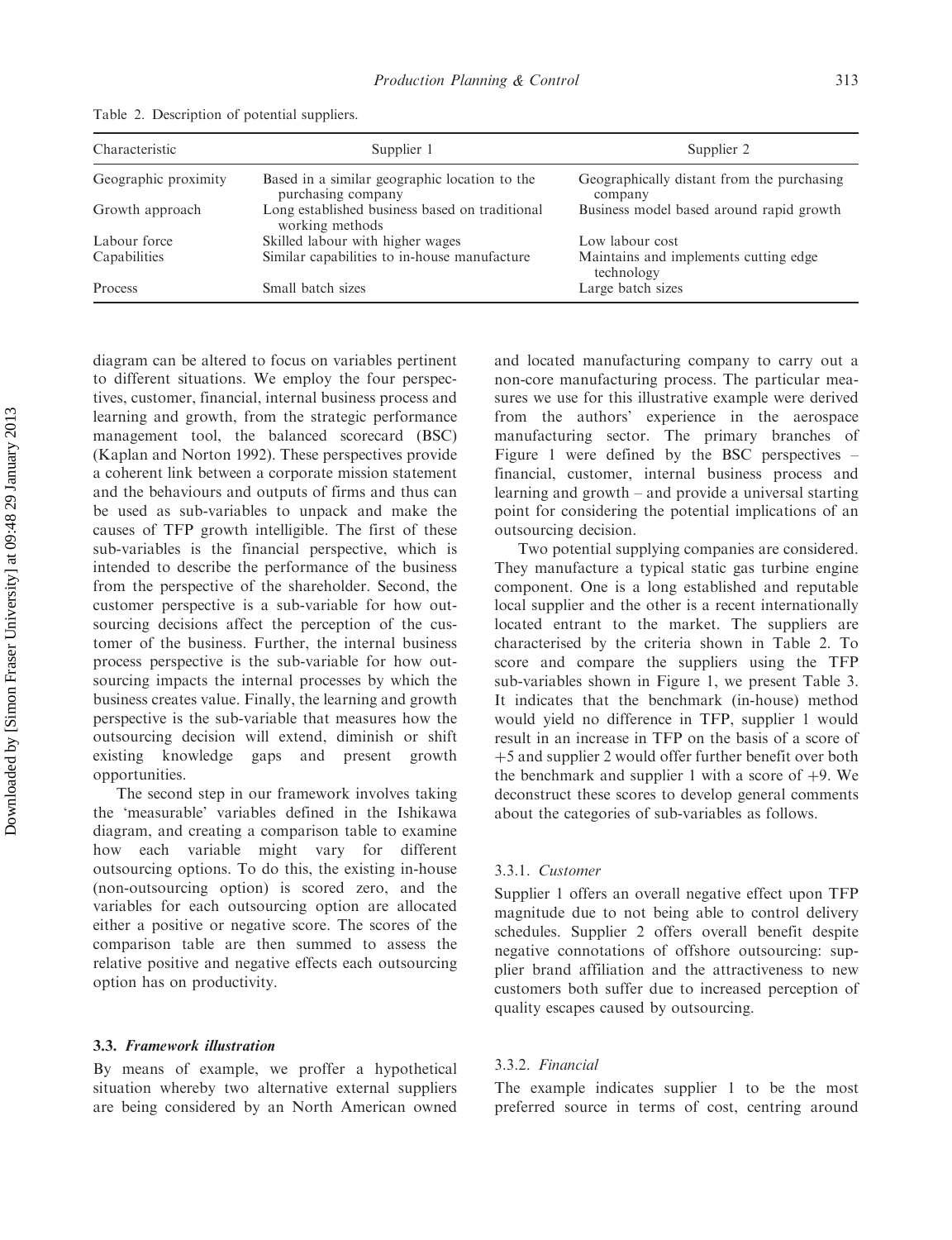Table 2. Description of potential suppliers.

| Characteristic | Supplier 1 | Supplier 2 |
|---|---|---|
| Geographic proximity | Based in a similar geographic location to the purchasing company | Geographically distant from the purchasing company |
| Growth approach | Long established business based on traditional working methods | Business model based around rapid growth |
| Labour force | Skilled labour with higher wages | Low labour cost |
| Capabilities | Similar capabilities to in-house manufacture | Maintains and implements cutting edge technology |
| Process | Small batch sizes | Large batch sizes |

diagram can be altered to focus on variables pertinent to different situations. We employ the four perspectives, customer, financial, internal business process and learning and growth, from the strategic performance management tool, the balanced scorecard (BSC) (Kaplan and Norton 1992). These perspectives provide a coherent link between a corporate mission statement and the behaviours and outputs of firms and thus can be used as sub-variables to unpack and make the causes of TFP growth intelligible. The first of these sub-variables is the financial perspective, which is intended to describe the performance of the business from the perspective of the shareholder. Second, the customer perspective is a sub-variable for how outsourcing decisions affect the perception of the customer of the business. Further, the internal business process perspective is the sub-variable for how outsourcing impacts the internal processes by which the business creates value. Finally, the learning and growth perspective is the sub-variable that measures how the outsourcing decision will extend, diminish or shift existing knowledge gaps and present growth opportunities.

The second step in our framework involves taking the 'measurable' variables defined in the Ishikawa diagram, and creating a comparison table to examine how each variable might vary for different outsourcing options. To do this, the existing in-house (non-outsourcing option) is scored zero, and the variables for each outsourcing option are allocated either a positive or negative score. The scores of the comparison table are then summed to assess the relative positive and negative effects each outsourcing option has on productivity.

### 3.3. *Framework illustration*

By means of example, we proffer a hypothetical situation whereby two alternative external suppliers are being considered by an North American owned and located manufacturing company to carry out a non-core manufacturing process. The particular measures we use for this illustrative example were derived from the authors' experience in the aerospace manufacturing sector. The primary branches of Figure 1 were defined by the BSC perspectives – financial, customer, internal business process and learning and growth – and provide a universal starting point for considering the potential implications of an outsourcing decision.

Two potential supplying companies are considered. They manufacture a typical static gas turbine engine component. One is a long established and reputable local supplier and the other is a recent internationally located entrant to the market. The suppliers are characterised by the criteria shown in Table 2. To score and compare the suppliers using the TFP sub-variables shown in Figure 1, we present Table 3. It indicates that the benchmark (in-house) method would yield no difference in TFP, supplier 1 would result in an increase in TFP on the basis of a score of +5 and supplier 2 would offer further benefit over both the benchmark and supplier 1 with a score of +9. We deconstruct these scores to develop general comments about the categories of sub-variables as follows.

#### 3.3.1. *Customer*

Supplier 1 offers an overall negative effect upon TFP magnitude due to not being able to control delivery schedules. Supplier 2 offers overall benefit despite negative connotations of offshore outsourcing: supplier brand affiliation and the attractiveness to new customers both suffer due to increased perception of quality escapes caused by outsourcing.

#### 3.3.2. *Financial*

The example indicates supplier 1 to be the most preferred source in terms of cost, centring around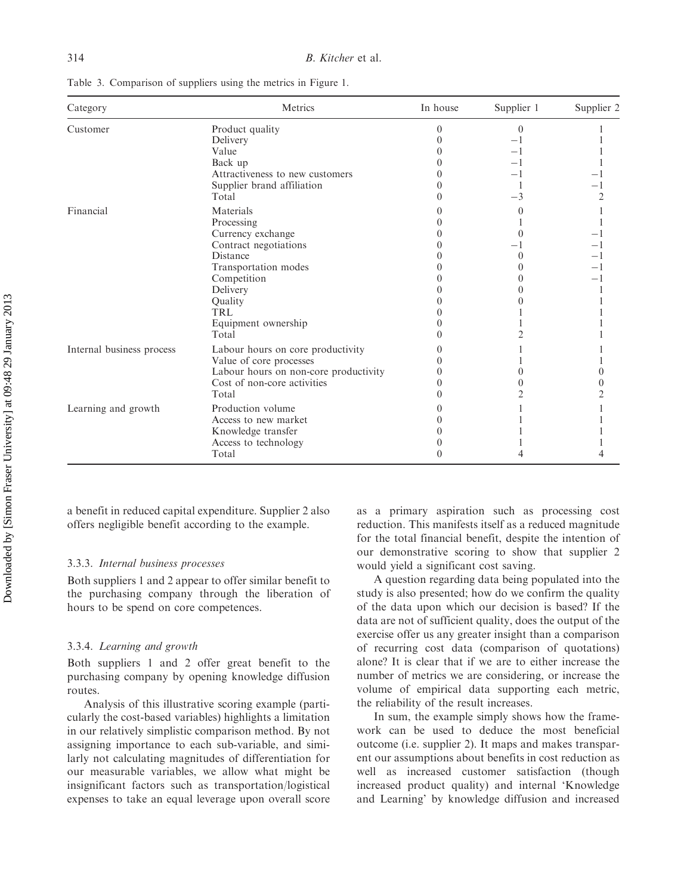Table 3. Comparison of suppliers using the metrics in Figure 1.

| Category | Metrics | In house | Supplier 1 | Supplier 2 |
|---|---|---|---|---|
| Customer | Product quality | 0 | 0 | 1 |
| | Delivery | 0 | −1 | 1 |
| | Value | 0 | −1 | 1 |
| | Back up | 0 | −1 | 1 |
| | Attractiveness to new customers | 0 | −1 | −1 |
| | Supplier brand affiliation | 0 | 1 | −1 |
| | Total | 0 | −3 | 2 |
| Financial | Materials | 0 | 0 | 1 |
| | Processing | 0 | 1 | 1 |
| | Currency exchange | 0 | 0 | −1 |
| | Contract negotiations | 0 | −1 | −1 |
| | Distance | 0 | 0 | −1 |
| | Transportation modes | 0 | 0 | −1 |
| | Competition | 0 | 0 | −1 |
| | Delivery | 0 | 0 | 1 |
| | Quality | 0 | 0 | 1 |
| | TRL | 0 | 1 | 1 |
| | Equipment ownership | 0 | 1 | 1 |
| | Total | 0 | 2 | 1 |
| Internal business process | Labour hours on core productivity | 0 | 1 | 1 |
| | Value of core processes | 0 | 1 | 1 |
| | Labour hours on non-core productivity | 0 | 0 | 0 |
| | Cost of non-core activities | 0 | 0 | 0 |
| | Total | 0 | 2 | 2 |
| Learning and growth | Production volume | 0 | 1 | 1 |
| | Access to new market | 0 | 1 | 1 |
| | Knowledge transfer | 0 | 1 | 1 |
| | Access to technology | 0 | 1 | 1 |
| | Total | 0 | 4 | 4 |

a benefit in reduced capital expenditure. Supplier 2 also offers negligible benefit according to the example.

### 3.3.3. *Internal business processes*

Both suppliers 1 and 2 appear to offer similar benefit to the purchasing company through the liberation of hours to be spend on core competences.

### 3.3.4. *Learning and growth*

Both suppliers 1 and 2 offer great benefit to the purchasing company by opening knowledge diffusion routes.

Analysis of this illustrative scoring example (particularly the cost-based variables) highlights a limitation in our relatively simplistic comparison method. By not assigning importance to each sub-variable, and similarly not calculating magnitudes of differentiation for our measurable variables, we allow what might be insignificant factors such as transportation/logistical expenses to take an equal leverage upon overall score as a primary aspiration such as processing cost reduction. This manifests itself as a reduced magnitude for the total financial benefit, despite the intention of our demonstrative scoring to show that supplier 2 would yield a significant cost saving.

A question regarding data being populated into the study is also presented; how do we confirm the quality of the data upon which our decision is based? If the data are not of sufficient quality, does the output of the exercise offer us any greater insight than a comparison of recurring cost data (comparison of quotations) alone? It is clear that if we are to either increase the number of metrics we are considering, or increase the volume of empirical data supporting each metric, the reliability of the result increases.

In sum, the example simply shows how the framework can be used to deduce the most beneficial outcome (i.e. supplier 2). It maps and makes transparent our assumptions about benefits in cost reduction as well as increased customer satisfaction (though increased product quality) and internal 'Knowledge and Learning' by knowledge diffusion and increased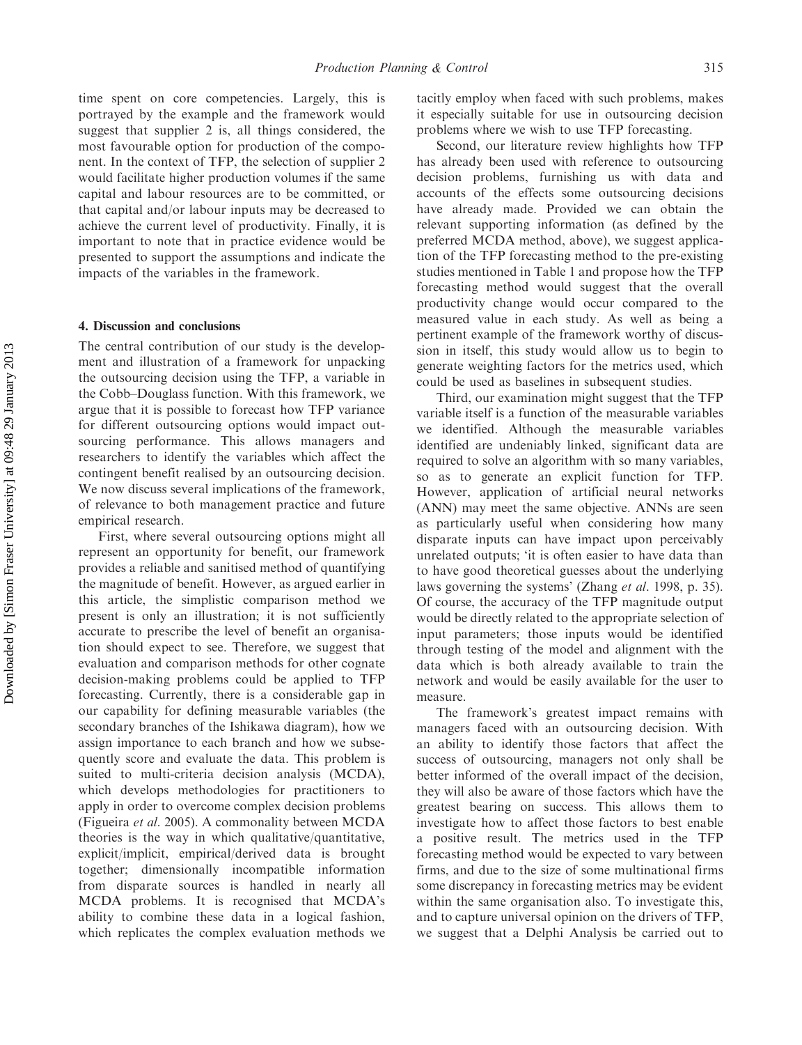time spent on core competencies. Largely, this is portrayed by the example and the framework would suggest that supplier 2 is, all things considered, the most favourable option for production of the component. In the context of TFP, the selection of supplier 2 would facilitate higher production volumes if the same capital and labour resources are to be committed, or that capital and/or labour inputs may be decreased to achieve the current level of productivity. Finally, it is important to note that in practice evidence would be presented to support the assumptions and indicate the impacts of the variables in the framework.

## 4. Discussion and conclusions

The central contribution of our study is the development and illustration of a framework for unpacking the outsourcing decision using the TFP, a variable in the Cobb–Douglass function. With this framework, we argue that it is possible to forecast how TFP variance for different outsourcing options would impact outsourcing performance. This allows managers and researchers to identify the variables which affect the contingent benefit realised by an outsourcing decision. We now discuss several implications of the framework, of relevance to both management practice and future empirical research.

First, where several outsourcing options might all represent an opportunity for benefit, our framework provides a reliable and sanitised method of quantifying the magnitude of benefit. However, as argued earlier in this article, the simplistic comparison method we present is only an illustration; it is not sufficiently accurate to prescribe the level of benefit an organisation should expect to see. Therefore, we suggest that evaluation and comparison methods for other cognate decision-making problems could be applied to TFP forecasting. Currently, there is a considerable gap in our capability for defining measurable variables (the secondary branches of the Ishikawa diagram), how we assign importance to each branch and how we subsequently score and evaluate the data. This problem is suited to multi-criteria decision analysis (MCDA), which develops methodologies for practitioners to apply in order to overcome complex decision problems (Figueira *et al*. 2005). A commonality between MCDA theories is the way in which qualitative/quantitative, explicit/implicit, empirical/derived data is brought together; dimensionally incompatible information from disparate sources is handled in nearly all MCDA problems. It is recognised that MCDA's ability to combine these data in a logical fashion, which replicates the complex evaluation methods we tacitly employ when faced with such problems, makes it especially suitable for use in outsourcing decision problems where we wish to use TFP forecasting.

Second, our literature review highlights how TFP has already been used with reference to outsourcing decision problems, furnishing us with data and accounts of the effects some outsourcing decisions have already made. Provided we can obtain the relevant supporting information (as defined by the preferred MCDA method, above), we suggest application of the TFP forecasting method to the pre-existing studies mentioned in Table 1 and propose how the TFP forecasting method would suggest that the overall productivity change would occur compared to the measured value in each study. As well as being a pertinent example of the framework worthy of discussion in itself, this study would allow us to begin to generate weighting factors for the metrics used, which could be used as baselines in subsequent studies.

Third, our examination might suggest that the TFP variable itself is a function of the measurable variables we identified. Although the measurable variables identified are undeniably linked, significant data are required to solve an algorithm with so many variables, so as to generate an explicit function for TFP. However, application of artificial neural networks (ANN) may meet the same objective. ANNs are seen as particularly useful when considering how many disparate inputs can have impact upon perceivably unrelated outputs; 'it is often easier to have data than to have good theoretical guesses about the underlying laws governing the systems' (Zhang *et al*. 1998, p. 35). Of course, the accuracy of the TFP magnitude output would be directly related to the appropriate selection of input parameters; those inputs would be identified through testing of the model and alignment with the data which is both already available to train the network and would be easily available for the user to measure.

The framework's greatest impact remains with managers faced with an outsourcing decision. With an ability to identify those factors that affect the success of outsourcing, managers not only shall be better informed of the overall impact of the decision, they will also be aware of those factors which have the greatest bearing on success. This allows them to investigate how to affect those factors to best enable a positive result. The metrics used in the TFP forecasting method would be expected to vary between firms, and due to the size of some multinational firms some discrepancy in forecasting metrics may be evident within the same organisation also. To investigate this, and to capture universal opinion on the drivers of TFP, we suggest that a Delphi Analysis be carried out to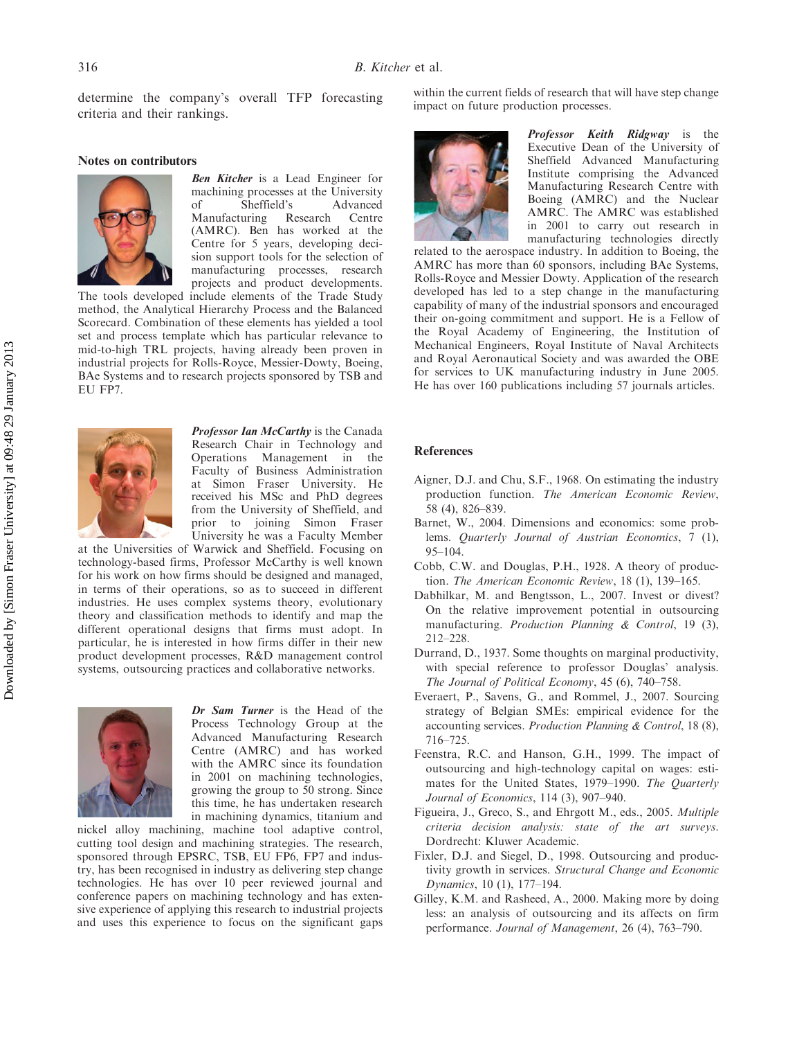determine the company's overall TFP forecasting criteria and their rankings.

## Notes on contributors

***Ben Kitcher*** is a Lead Engineer for machining processes at the University of Sheffield's Advanced Manufacturing Research Centre (AMRC). Ben has worked at the Centre for 5 years, developing decision support tools for the selection of manufacturing processes, research projects and product developments. The tools developed include elements of the Trade Study method, the Analytical Hierarchy Process and the Balanced Scorecard. Combination of these elements has yielded a tool set and process template which has particular relevance to mid-to-high TRL projects, having already been proven in industrial projects for Rolls-Royce, Messier-Dowty, Boeing, BAe Systems and to research projects sponsored by TSB and EU FP7.

***Professor Ian McCarthy*** is the Canada Research Chair in Technology and Operations Management in the Faculty of Business Administration at Simon Fraser University. He received his MSc and PhD degrees from the University of Sheffield, and prior to joining Simon Fraser University he was a Faculty Member at the Universities of Warwick and Sheffield. Focusing on technology-based firms, Professor McCarthy is well known for his work on how firms should be designed and managed, in terms of their operations, so as to succeed in different industries. He uses complex systems theory, evolutionary theory and classification methods to identify and map the different operational designs that firms must adopt. In particular, he is interested in how firms differ in their new product development processes, R&D management control systems, outsourcing practices and collaborative networks.

***Dr Sam Turner*** is the Head of the Process Technology Group at the Advanced Manufacturing Research Centre (AMRC) and has worked with the AMRC since its foundation in 2001 on machining technologies, growing the group to 50 strong. Since this time, he has undertaken research in machining dynamics, titanium and nickel alloy machining, machine tool adaptive control, cutting tool design and machining strategies. The research, sponsored through EPSRC, TSB, EU FP6, FP7 and industry, has been recognised in industry as delivering step change technologies. He has over 10 peer reviewed journal and conference papers on machining technology and has extensive experience of applying this research to industrial projects and uses this experience to focus on the significant gaps within the current fields of research that will have step change impact on future production processes.

***Professor Keith Ridgway*** is the Executive Dean of the University of Sheffield Advanced Manufacturing Institute comprising the Advanced Manufacturing Research Centre with Boeing (AMRC) and the Nuclear AMRC. The AMRC was established in 2001 to carry out research in manufacturing technologies directly related to the aerospace industry. In addition to Boeing, the AMRC has more than 60 sponsors, including BAe Systems, Rolls-Royce and Messier Dowty. Application of the research developed has led to a step change in the manufacturing capability of many of the industrial sponsors and encouraged their on-going commitment and support. He is a Fellow of the Royal Academy of Engineering, the Institution of Mechanical Engineers, Royal Institute of Naval Architects and Royal Aeronautical Society and was awarded the OBE for services to UK manufacturing industry in June 2005. He has over 160 publications including 57 journals articles.

## References

Aigner, D.J. and Chu, S.F., 1968. On estimating the industry production function. *The American Economic Review*, 58 (4), 826–839.

Barnet, W., 2004. Dimensions and economics: some problems. *Quarterly Journal of Austrian Economics*, 7 (1), 95–104.

Cobb, C.W. and Douglas, P.H., 1928. A theory of production. *The American Economic Review*, 18 (1), 139–165.

Dabhilkar, M. and Bengtsson, L., 2007. Invest or divest? On the relative improvement potential in outsourcing manufacturing. *Production Planning & Control*, 19 (3), 212–228.

Durrand, D., 1937. Some thoughts on marginal productivity, with special reference to professor Douglas' analysis. *The Journal of Political Economy*, 45 (6), 740–758.

Everaert, P., Savens, G., and Rommel, J., 2007. Sourcing strategy of Belgian SMEs: empirical evidence for the accounting services. *Production Planning & Control*, 18 (8), 716–725.

Feenstra, R.C. and Hanson, G.H., 1999. The impact of outsourcing and high-technology capital on wages: estimates for the United States, 1979–1990. *The Quarterly Journal of Economics*, 114 (3), 907–940.

Figueira, J., Greco, S., and Ehrgott M., eds., 2005. *Multiple criteria decision analysis: state of the art surveys*. Dordrecht: Kluwer Academic.

Fixler, D.J. and Siegel, D., 1998. Outsourcing and productivity growth in services. *Structural Change and Economic Dynamics*, 10 (1), 177–194.

Gilley, K.M. and Rasheed, A., 2000. Making more by doing less: an analysis of outsourcing and its affects on firm performance. *Journal of Management*, 26 (4), 763–790.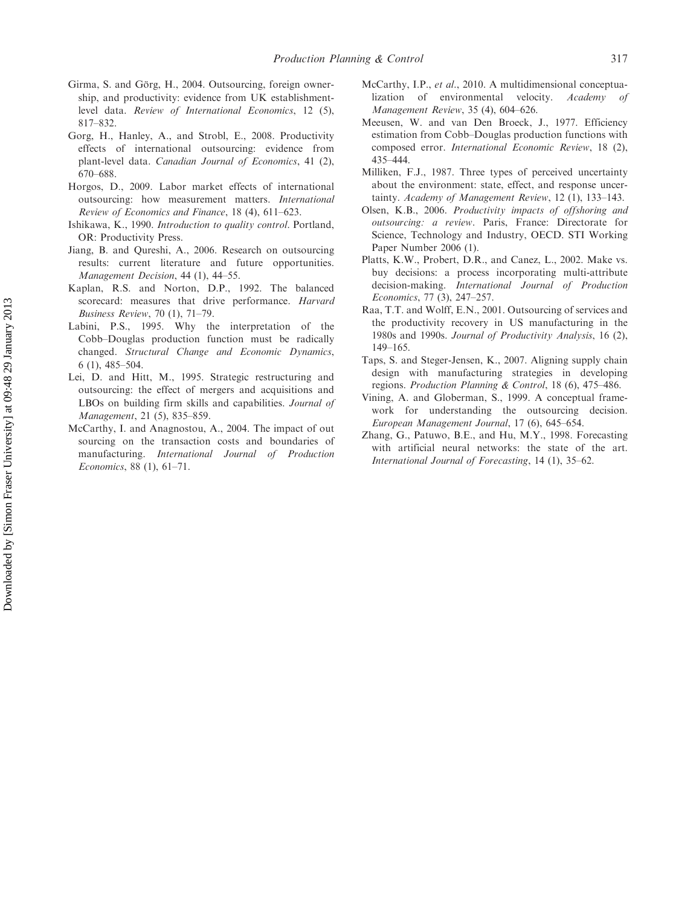Girma, S. and Görg, H., 2004. Outsourcing, foreign ownership, and productivity: evidence from UK establishment-level data. *Review of International Economics*, 12 (5), 817–832.

Gorg, H., Hanley, A., and Strobl, E., 2008. Productivity effects of international outsourcing: evidence from plant-level data. *Canadian Journal of Economics*, 41 (2), 670–688.

Horgos, D., 2009. Labor market effects of international outsourcing: how measurement matters. *International Review of Economics and Finance*, 18 (4), 611–623.

Ishikawa, K., 1990. *Introduction to quality control*. Portland, OR: Productivity Press.

Jiang, B. and Qureshi, A., 2006. Research on outsourcing results: current literature and future opportunities. *Management Decision*, 44 (1), 44–55.

Kaplan, R.S. and Norton, D.P., 1992. The balanced scorecard: measures that drive performance. *Harvard Business Review*, 70 (1), 71–79.

Labini, P.S., 1995. Why the interpretation of the Cobb–Douglas production function must be radically changed. *Structural Change and Economic Dynamics*, 6 (1), 485–504.

Lei, D. and Hitt, M., 1995. Strategic restructuring and outsourcing: the effect of mergers and acquisitions and LBOs on building firm skills and capabilities. *Journal of Management*, 21 (5), 835–859.

McCarthy, I. and Anagnostou, A., 2004. The impact of out sourcing on the transaction costs and boundaries of manufacturing. *International Journal of Production Economics*, 88 (1), 61–71.

McCarthy, I.P., *et al.*, 2010. A multidimensional conceptualization of environmental velocity. *Academy of Management Review*, 35 (4), 604–626.

Meeusen, W. and van Den Broeck, J., 1977. Efficiency estimation from Cobb–Douglas production functions with composed error. *International Economic Review*, 18 (2), 435–444.

Milliken, F.J., 1987. Three types of perceived uncertainty about the environment: state, effect, and response uncertainty. *Academy of Management Review*, 12 (1), 133–143.

Olsen, K.B., 2006. *Productivity impacts of offshoring and outsourcing: a review*. Paris, France: Directorate for Science, Technology and Industry, OECD. STI Working Paper Number 2006 (1).

Platts, K.W., Probert, D.R., and Canez, L., 2002. Make vs. buy decisions: a process incorporating multi-attribute decision-making. *International Journal of Production Economics*, 77 (3), 247–257.

Raa, T.T. and Wolff, E.N., 2001. Outsourcing of services and the productivity recovery in US manufacturing in the 1980s and 1990s. *Journal of Productivity Analysis*, 16 (2), 149–165.

Taps, S. and Steger-Jensen, K., 2007. Aligning supply chain design with manufacturing strategies in developing regions. *Production Planning & Control*, 18 (6), 475–486.

Vining, A. and Globerman, S., 1999. A conceptual framework for understanding the outsourcing decision. *European Management Journal*, 17 (6), 645–654.

Zhang, G., Patuwo, B.E., and Hu, M.Y., 1998. Forecasting with artificial neural networks: the state of the art. *International Journal of Forecasting*, 14 (1), 35–62.